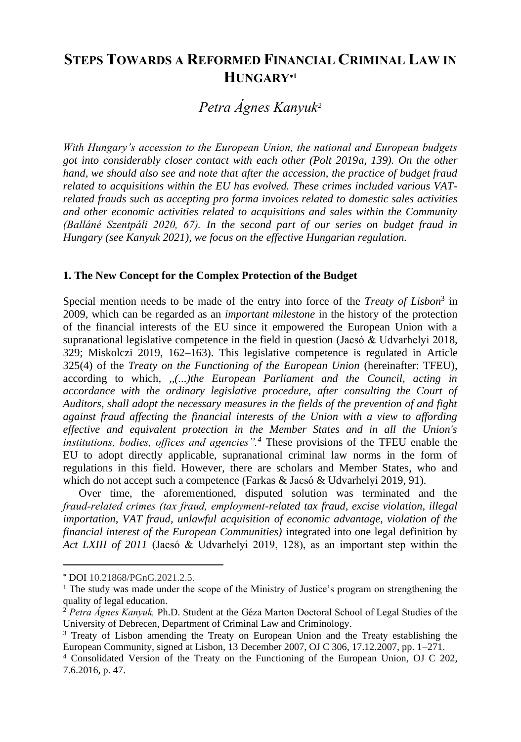# STEPS TOWARDS A REFORMED FINANCIAL CRIMINAL LAW IN HUNGARY*[1]

## *Petra Ágnes Kanyuk*[2]

*With Hungary's accession to the European Union, the national and European budgets got into considerably closer contact with each other (Polt 2019a, 139). On the other hand, we should also see and note that after the accession, the practice of budget fraud related to acquisitions within the EU has evolved. These crimes included various VAT-related frauds such as accepting pro forma invoices related to domestic sales activities and other economic activities related to acquisitions and sales within the Community (Balláné Szentpáli 2020, 67). In the second part of our series on budget fraud in Hungary (see Kanyuk 2021), we focus on the effective Hungarian regulation.*

### 1. The New Concept for the Complex Protection of the Budget

Special mention needs to be made of the entry into force of the *Treaty of Lisbon*[3] in 2009, which can be regarded as an *important milestone* in the history of the protection of the financial interests of the EU since it empowered the European Union with a supranational legislative competence in the field in question (Jacsó & Udvarhelyi 2018, 329; Miskolczi 2019, 162–163). This legislative competence is regulated in Article 325(4) of the *Treaty on the Functioning of the European Union* (hereinafter: TFEU), according to which, *„(...)the European Parliament and the Council, acting in accordance with the ordinary legislative procedure, after consulting the Court of Auditors, shall adopt the necessary measures in the fields of the prevention of and fight against fraud affecting the financial interests of the Union with a view to affording effective and equivalent protection in the Member States and in all the Union's institutions, bodies, offices and agencies".*[4] These provisions of the TFEU enable the EU to adopt directly applicable, supranational criminal law norms in the form of regulations in this field. However, there are scholars and Member States, who and which do not accept such a competence (Farkas & Jacsó & Udvarhelyi 2019, 91).

Over time, the aforementioned, disputed solution was terminated and the *fraud-related crimes (tax fraud, employment-related tax fraud, excise violation, illegal importation, VAT fraud, unlawful acquisition of economic advantage, violation of the financial interest of the European Communities)* integrated into one legal definition by *Act LXIII of 2011* (Jacsó & Udvarhelyi 2019, 128), as an important step within the

---

* DOI 10.21868/PGnG.2021.2.5.

[1] The study was made under the scope of the Ministry of Justice's program on strengthening the quality of legal education.

[2] *Petra Ágnes Kanyuk,* Ph.D. Student at the Géza Marton Doctoral School of Legal Studies of the University of Debrecen, Department of Criminal Law and Criminology.

[3] Treaty of Lisbon amending the Treaty on European Union and the Treaty establishing the European Community, signed at Lisbon, 13 December 2007, OJ C 306, 17.12.2007, pp. 1–271.

[4] Consolidated Version of the Treaty on the Functioning of the European Union, OJ C 202, 7.6.2016, p. 47.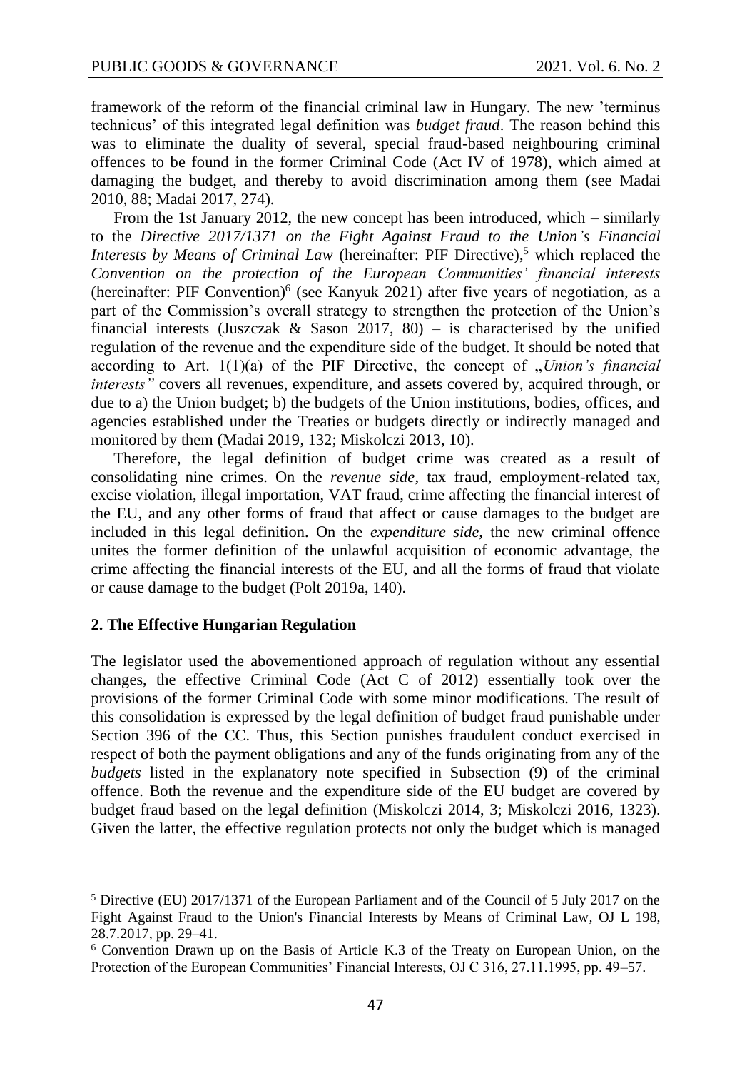framework of the reform of the financial criminal law in Hungary. The new 'terminus technicus' of this integrated legal definition was *budget fraud*. The reason behind this was to eliminate the duality of several, special fraud-based neighbouring criminal offences to be found in the former Criminal Code (Act IV of 1978), which aimed at damaging the budget, and thereby to avoid discrimination among them (see Madai 2010, 88; Madai 2017, 274).

From the 1st January 2012, the new concept has been introduced, which – similarly to the *Directive 2017/1371 on the Fight Against Fraud to the Union's Financial Interests by Means of Criminal Law* (hereinafter: PIF Directive),[5] which replaced the *Convention on the protection of the European Communities' financial interests* (hereinafter: PIF Convention)[6] (see Kanyuk 2021) after five years of negotiation, as a part of the Commission's overall strategy to strengthen the protection of the Union's financial interests (Juszczak & Sason 2017, 80) – is characterised by the unified regulation of the revenue and the expenditure side of the budget. It should be noted that according to Art. 1(1)(a) of the PIF Directive, the concept of „*Union's financial interests"* covers all revenues, expenditure, and assets covered by, acquired through, or due to a) the Union budget; b) the budgets of the Union institutions, bodies, offices, and agencies established under the Treaties or budgets directly or indirectly managed and monitored by them (Madai 2019, 132; Miskolczi 2013, 10).

Therefore, the legal definition of budget crime was created as a result of consolidating nine crimes. On the *revenue side*, tax fraud, employment-related tax, excise violation, illegal importation, VAT fraud, crime affecting the financial interest of the EU, and any other forms of fraud that affect or cause damages to the budget are included in this legal definition. On the *expenditure side*, the new criminal offence unites the former definition of the unlawful acquisition of economic advantage, the crime affecting the financial interests of the EU, and all the forms of fraud that violate or cause damage to the budget (Polt 2019a, 140).

## 2. The Effective Hungarian Regulation

The legislator used the abovementioned approach of regulation without any essential changes, the effective Criminal Code (Act C of 2012) essentially took over the provisions of the former Criminal Code with some minor modifications. The result of this consolidation is expressed by the legal definition of budget fraud punishable under Section 396 of the CC. Thus, this Section punishes fraudulent conduct exercised in respect of both the payment obligations and any of the funds originating from any of the *budgets* listed in the explanatory note specified in Subsection (9) of the criminal offence. Both the revenue and the expenditure side of the EU budget are covered by budget fraud based on the legal definition (Miskolczi 2014, 3; Miskolczi 2016, 1323). Given the latter, the effective regulation protects not only the budget which is managed

---

[5] Directive (EU) 2017/1371 of the European Parliament and of the Council of 5 July 2017 on the Fight Against Fraud to the Union's Financial Interests by Means of Criminal Law, OJ L 198, 28.7.2017, pp. 29–41.

[6] Convention Drawn up on the Basis of Article K.3 of the Treaty on European Union, on the Protection of the European Communities' Financial Interests, OJ C 316, 27.11.1995, pp. 49–57.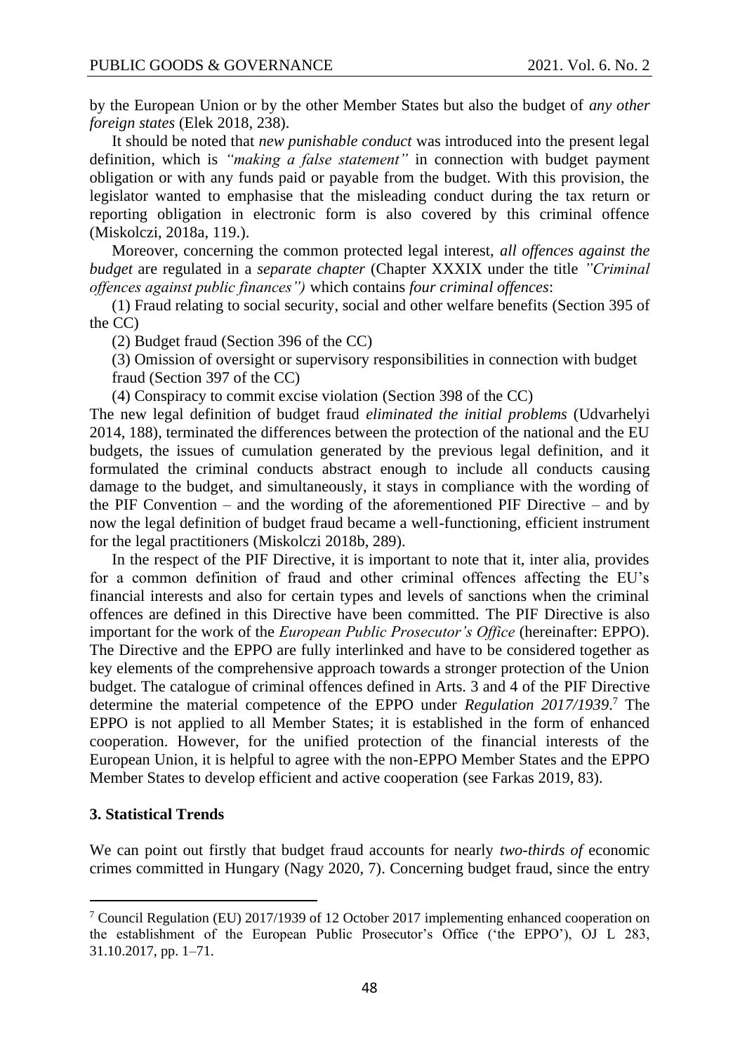by the European Union or by the other Member States but also the budget of *any other foreign states* (Elek 2018, 238).

It should be noted that *new punishable conduct* was introduced into the present legal definition, which is *"making a false statement"* in connection with budget payment obligation or with any funds paid or payable from the budget. With this provision, the legislator wanted to emphasise that the misleading conduct during the tax return or reporting obligation in electronic form is also covered by this criminal offence (Miskolczi, 2018a, 119.).

Moreover, concerning the common protected legal interest, *all offences against the budget* are regulated in a *separate chapter* (Chapter XXXIX under the title *"Criminal offences against public finances")* which contains *four criminal offences*:

(1) Fraud relating to social security, social and other welfare benefits (Section 395 of the CC)

(2) Budget fraud (Section 396 of the CC)

(3) Omission of oversight or supervisory responsibilities in connection with budget fraud (Section 397 of the CC)

(4) Conspiracy to commit excise violation (Section 398 of the CC)

The new legal definition of budget fraud *eliminated the initial problems* (Udvarhelyi 2014, 188), terminated the differences between the protection of the national and the EU budgets, the issues of cumulation generated by the previous legal definition, and it formulated the criminal conducts abstract enough to include all conducts causing damage to the budget, and simultaneously, it stays in compliance with the wording of the PIF Convention – and the wording of the aforementioned PIF Directive – and by now the legal definition of budget fraud became a well-functioning, efficient instrument for the legal practitioners (Miskolczi 2018b, 289).

In the respect of the PIF Directive, it is important to note that it, inter alia, provides for a common definition of fraud and other criminal offences affecting the EU's financial interests and also for certain types and levels of sanctions when the criminal offences are defined in this Directive have been committed. The PIF Directive is also important for the work of the *European Public Prosecutor's Office* (hereinafter: EPPO). The Directive and the EPPO are fully interlinked and have to be considered together as key elements of the comprehensive approach towards a stronger protection of the Union budget. The catalogue of criminal offences defined in Arts. 3 and 4 of the PIF Directive determine the material competence of the EPPO under *Regulation 2017/1939*.[7] The EPPO is not applied to all Member States; it is established in the form of enhanced cooperation. However, for the unified protection of the financial interests of the European Union, it is helpful to agree with the non-EPPO Member States and the EPPO Member States to develop efficient and active cooperation (see Farkas 2019, 83).

### 3. Statistical Trends

We can point out firstly that budget fraud accounts for nearly *two-thirds of* economic crimes committed in Hungary (Nagy 2020, 7). Concerning budget fraud, since the entry

[7] Council Regulation (EU) 2017/1939 of 12 October 2017 implementing enhanced cooperation on the establishment of the European Public Prosecutor's Office ('the EPPO'), OJ L 283, 31.10.2017, pp. 1–71.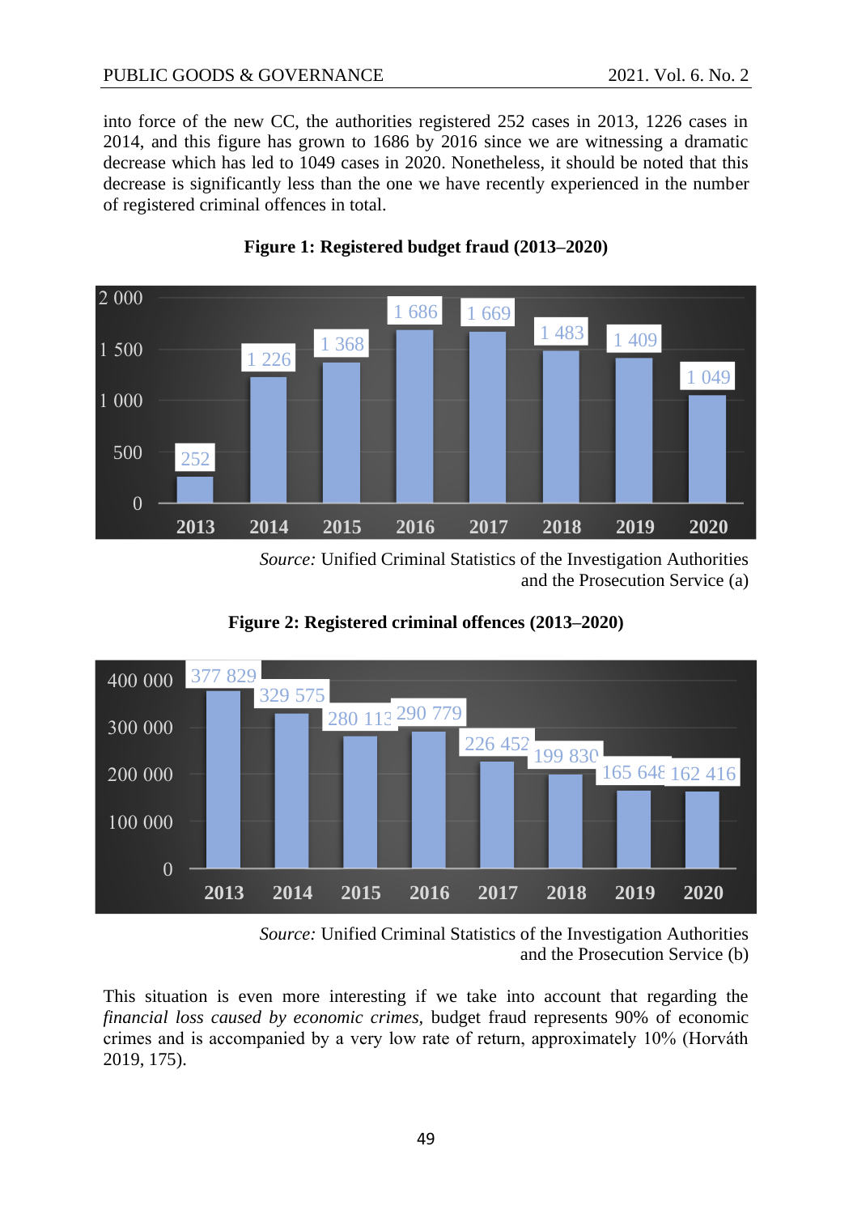into force of the new CC, the authorities registered 252 cases in 2013, 1226 cases in 2014, and this figure has grown to 1686 by 2016 since we are witnessing a dramatic decrease which has led to 1049 cases in 2020. Nonetheless, it should be noted that this decrease is significantly less than the one we have recently experienced in the number of registered criminal offences in total.

**Figure 1: Registered budget fraud (2013–2020)**

| Year | Cases |
|---|---|
| 2013 | 252 |
| 2014 | 1 226 |
| 2015 | 1 368 |
| 2016 | 1 686 |
| 2017 | 1 669 |
| 2018 | 1 483 |
| 2019 | 1 409 |
| 2020 | 1 049 |

*Source:* Unified Criminal Statistics of the Investigation Authorities and the Prosecution Service (a)

**Figure 2: Registered criminal offences (2013–2020)**

| Year | Offences |
|---|---|
| 2013 | 377 829 |
| 2014 | 329 575 |
| 2015 | 280 113 |
| 2016 | 290 779 |
| 2017 | 226 452 |
| 2018 | 199 830 |
| 2019 | 165 648 |
| 2020 | 162 416 |

*Source:* Unified Criminal Statistics of the Investigation Authorities and the Prosecution Service (b)

This situation is even more interesting if we take into account that regarding the *financial loss caused by economic crimes*, budget fraud represents 90% of economic crimes and is accompanied by a very low rate of return, approximately 10% (Horváth 2019, 175).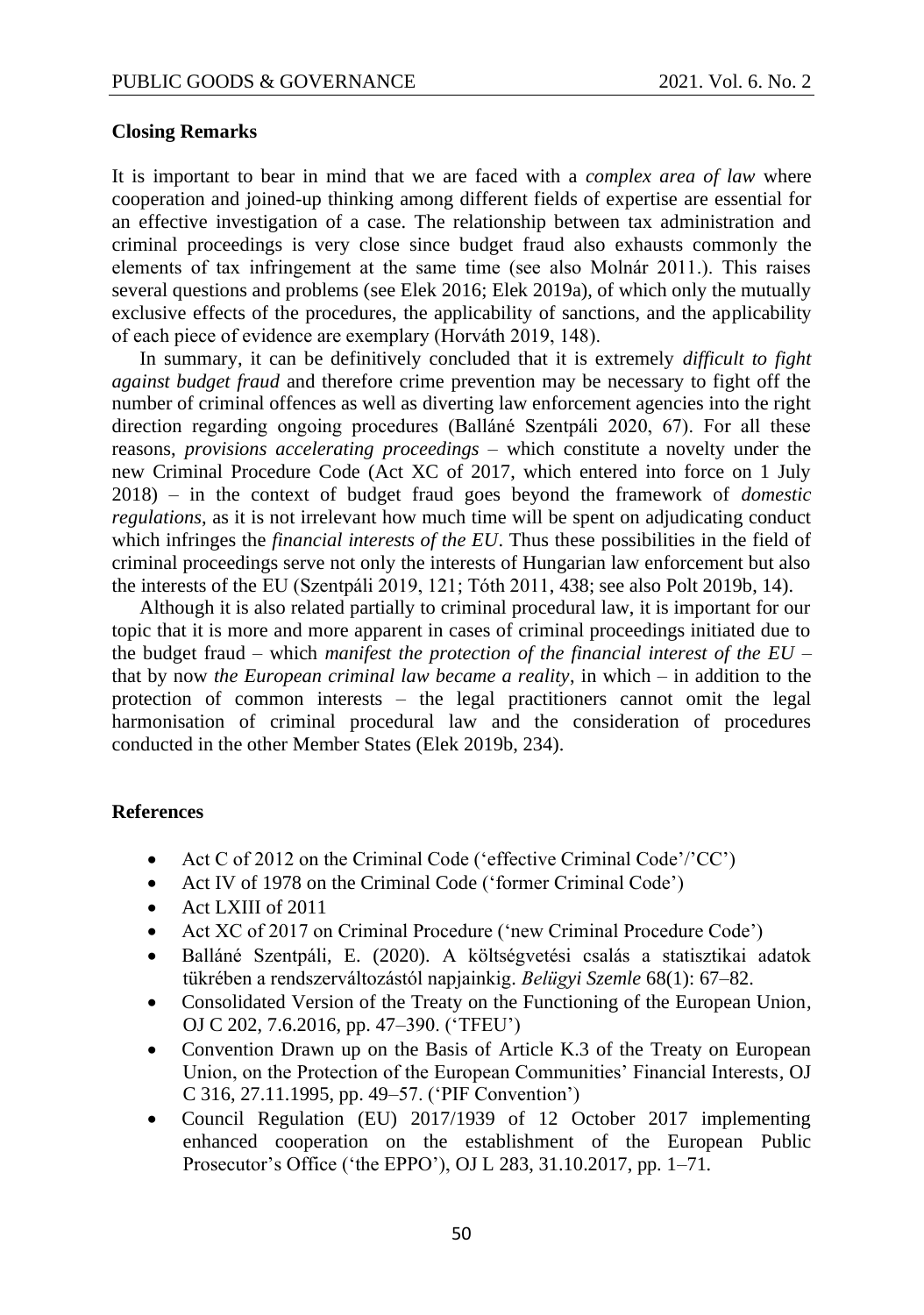## Closing Remarks

It is important to bear in mind that we are faced with a *complex area of law* where cooperation and joined-up thinking among different fields of expertise are essential for an effective investigation of a case. The relationship between tax administration and criminal proceedings is very close since budget fraud also exhausts commonly the elements of tax infringement at the same time (see also Molnár 2011.). This raises several questions and problems (see Elek 2016; Elek 2019a), of which only the mutually exclusive effects of the procedures, the applicability of sanctions, and the applicability of each piece of evidence are exemplary (Horváth 2019, 148).

In summary, it can be definitively concluded that it is extremely *difficult to fight against budget fraud* and therefore crime prevention may be necessary to fight off the number of criminal offences as well as diverting law enforcement agencies into the right direction regarding ongoing procedures (Balláné Szentpáli 2020, 67). For all these reasons, *provisions accelerating proceedings* – which constitute a novelty under the new Criminal Procedure Code (Act XC of 2017, which entered into force on 1 July 2018) – in the context of budget fraud goes beyond the framework of *domestic regulations*, as it is not irrelevant how much time will be spent on adjudicating conduct which infringes the *financial interests of the EU*. Thus these possibilities in the field of criminal proceedings serve not only the interests of Hungarian law enforcement but also the interests of the EU (Szentpáli 2019, 121; Tóth 2011, 438; see also Polt 2019b, 14).

Although it is also related partially to criminal procedural law, it is important for our topic that it is more and more apparent in cases of criminal proceedings initiated due to the budget fraud – which *manifest the protection of the financial interest of the EU* – that by now *the European criminal law became a reality*, in which – in addition to the protection of common interests – the legal practitioners cannot omit the legal harmonisation of criminal procedural law and the consideration of procedures conducted in the other Member States (Elek 2019b, 234).

## References

- Act C of 2012 on the Criminal Code ('effective Criminal Code'/'CC')
- Act IV of 1978 on the Criminal Code ('former Criminal Code')
- Act LXIII of 2011
- Act XC of 2017 on Criminal Procedure ('new Criminal Procedure Code')
- Balláné Szentpáli, E. (2020). A költségvetési csalás a statisztikai adatok tükrében a rendszerváltozástól napjainkig. *Belügyi Szemle* 68(1): 67–82.
- Consolidated Version of the Treaty on the Functioning of the European Union, OJ C 202, 7.6.2016, pp. 47–390. ('TFEU')
- Convention Drawn up on the Basis of Article K.3 of the Treaty on European Union, on the Protection of the European Communities' Financial Interests, OJ C 316, 27.11.1995, pp. 49–57. ('PIF Convention')
- Council Regulation (EU) 2017/1939 of 12 October 2017 implementing enhanced cooperation on the establishment of the European Public Prosecutor's Office ('the EPPO'), OJ L 283, 31.10.2017, pp. 1–71.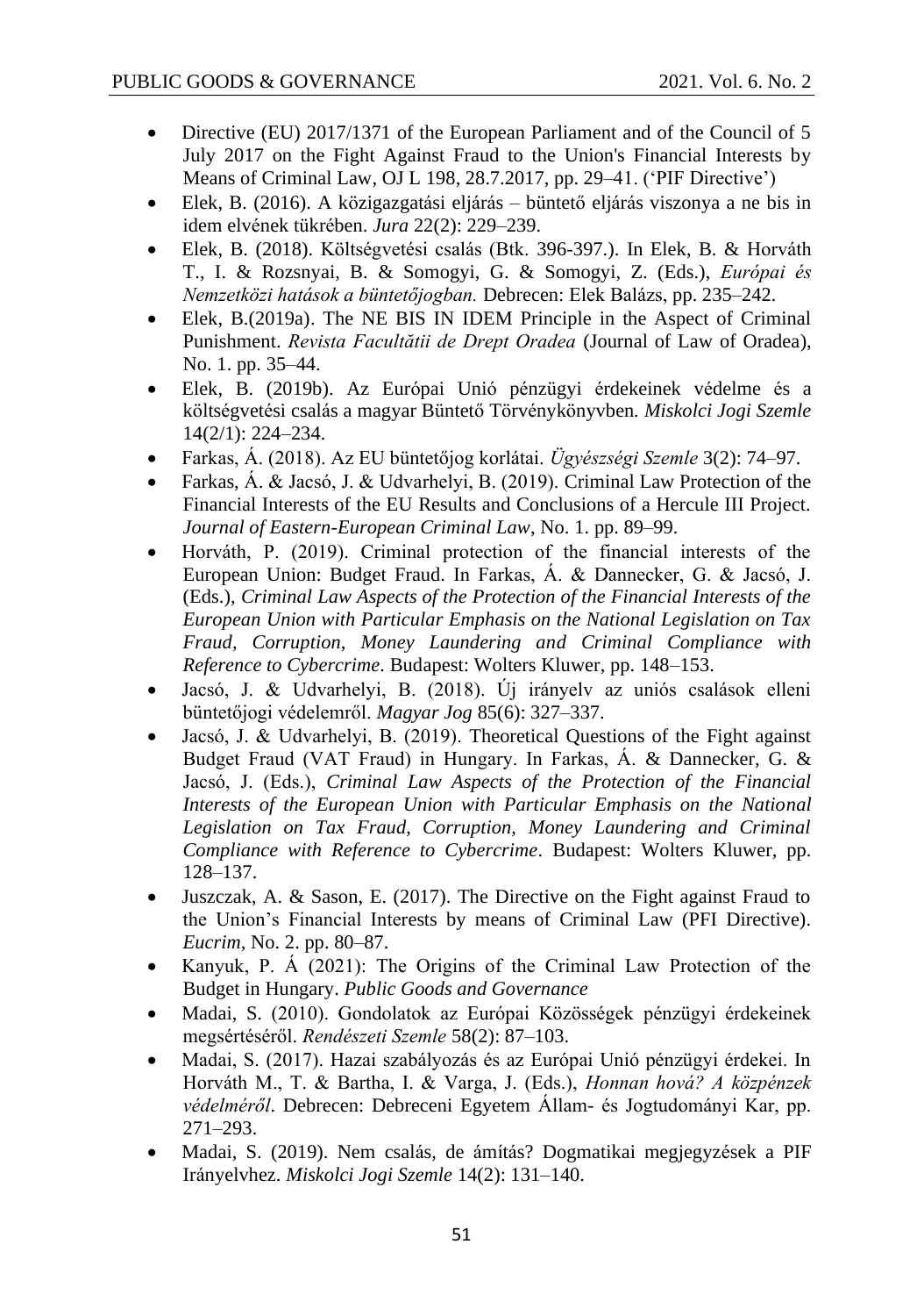- Directive (EU) 2017/1371 of the European Parliament and of the Council of 5 July 2017 on the Fight Against Fraud to the Union's Financial Interests by Means of Criminal Law, OJ L 198, 28.7.2017, pp. 29–41. ('PIF Directive')
- Elek, B. (2016). A közigazgatási eljárás – büntető eljárás viszonya a ne bis in idem elvének tükrében. *Jura* 22(2): 229–239.
- Elek, B. (2018). Költségvetési csalás (Btk. 396-397.). In Elek, B. & Horváth T., I. & Rozsnyai, B. & Somogyi, G. & Somogyi, Z. (Eds.), *Európai és Nemzetközi hatások a büntetőjogban.* Debrecen: Elek Balázs, pp. 235–242.
- Elek, B.(2019a). The NE BIS IN IDEM Principle in the Aspect of Criminal Punishment. *Revista Facultătii de Drept Oradea* (Journal of Law of Oradea), No. 1. pp. 35–44.
- Elek, B. (2019b). Az Európai Unió pénzügyi érdekeinek védelme és a költségvetési csalás a magyar Büntető Törvénykönyvben. *Miskolci Jogi Szemle* 14(2/1): 224–234.
- Farkas, Á. (2018). Az EU büntetőjog korlátai. *Ügyészségi Szemle* 3(2): 74–97.
- Farkas, Á. & Jacsó, J. & Udvarhelyi, B. (2019). Criminal Law Protection of the Financial Interests of the EU Results and Conclusions of a Hercule III Project. *Journal of Eastern-European Criminal Law*, No. 1. pp. 89–99.
- Horváth, P. (2019). Criminal protection of the financial interests of the European Union: Budget Fraud. In Farkas, Á. & Dannecker, G. & Jacsó, J. (Eds.), *Criminal Law Aspects of the Protection of the Financial Interests of the European Union with Particular Emphasis on the National Legislation on Tax Fraud, Corruption, Money Laundering and Criminal Compliance with Reference to Cybercrime*. Budapest: Wolters Kluwer, pp. 148–153.
- Jacsó, J. & Udvarhelyi, B. (2018). Új irányelv az uniós csalások elleni büntetőjogi védelemről. *Magyar Jog* 85(6): 327–337.
- Jacsó, J. & Udvarhelyi, B. (2019). Theoretical Questions of the Fight against Budget Fraud (VAT Fraud) in Hungary. In Farkas, Á. & Dannecker, G. & Jacsó, J. (Eds.), *Criminal Law Aspects of the Protection of the Financial Interests of the European Union with Particular Emphasis on the National Legislation on Tax Fraud, Corruption, Money Laundering and Criminal Compliance with Reference to Cybercrime*. Budapest: Wolters Kluwer, pp. 128–137.
- Juszczak, A. & Sason, E. (2017). The Directive on the Fight against Fraud to the Union's Financial Interests by means of Criminal Law (PFI Directive). *Eucrim*, No. 2. pp. 80–87.
- Kanyuk, P. Á (2021): The Origins of the Criminal Law Protection of the Budget in Hungary. *Public Goods and Governance*
- Madai, S. (2010). Gondolatok az Európai Közösségek pénzügyi érdekeinek megsértéséről. *Rendészeti Szemle* 58(2): 87–103.
- Madai, S. (2017). Hazai szabályozás és az Európai Unió pénzügyi érdekei. In Horváth M., T. & Bartha, I. & Varga, J. (Eds.), *Honnan hová? A közpénzek védelméről*. Debrecen: Debreceni Egyetem Állam- és Jogtudományi Kar, pp. 271–293.
- Madai, S. (2019). Nem csalás, de ámítás? Dogmatikai megjegyzések a PIF Irányelvhez. *Miskolci Jogi Szemle* 14(2): 131–140.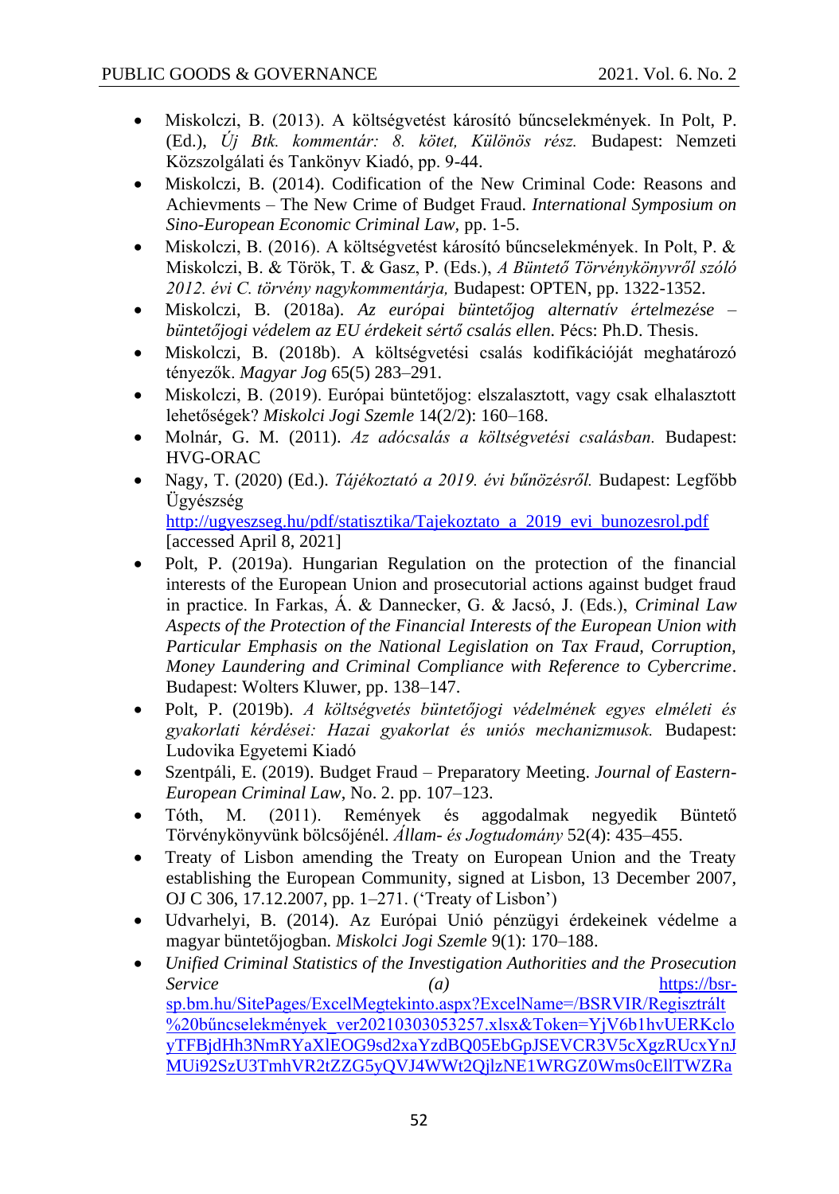- Miskolczi, B. (2013). A költségvetést károsító bűncselekmények. In Polt, P. (Ed.), *Új Btk. kommentár: 8. kötet, Különös rész.* Budapest: Nemzeti Közszolgálati és Tankönyv Kiadó, pp. 9-44.
- Miskolczi, B. (2014). Codification of the New Criminal Code: Reasons and Achievments – The New Crime of Budget Fraud. *International Symposium on Sino-European Economic Criminal Law*, pp. 1-5.
- Miskolczi, B. (2016). A költségvetést károsító bűncselekmények. In Polt, P. & Miskolczi, B. & Török, T. & Gasz, P. (Eds.), *A Büntető Törvénykönyvről szóló 2012. évi C. törvény nagykommentárja,* Budapest: OPTEN, pp. 1322-1352.
- Miskolczi, B. (2018a). *Az európai büntetőjog alternatív értelmezése – büntetőjogi védelem az EU érdekeit sértő csalás ellen.* Pécs: Ph.D. Thesis.
- Miskolczi, B. (2018b). A költségvetési csalás kodifikációját meghatározó tényezők. *Magyar Jog* 65(5) 283–291.
- Miskolczi, B. (2019). Európai büntetőjog: elszalasztott, vagy csak elhalasztott lehetőségek? *Miskolci Jogi Szemle* 14(2/2): 160–168.
- Molnár, G. M. (2011). *Az adócsalás a költségvetési csalásban.* Budapest: HVG-ORAC
- Nagy, T. (2020) (Ed.). *Tájékoztató a 2019. évi bűnözésről.* Budapest: Legfőbb Ügyészség http://ugyeszseg.hu/pdf/statisztika/Tajekoztato_a_2019_evi_bunozesrol.pdf [accessed April 8, 2021]
- Polt, P. (2019a). Hungarian Regulation on the protection of the financial interests of the European Union and prosecutorial actions against budget fraud in practice. In Farkas, Á. & Dannecker, G. & Jacsó, J. (Eds.), *Criminal Law Aspects of the Protection of the Financial Interests of the European Union with Particular Emphasis on the National Legislation on Tax Fraud, Corruption, Money Laundering and Criminal Compliance with Reference to Cybercrime*. Budapest: Wolters Kluwer, pp. 138–147.
- Polt, P. (2019b). *A költségvetés büntetőjogi védelmének egyes elméleti és gyakorlati kérdései: Hazai gyakorlat és uniós mechanizmusok.* Budapest: Ludovika Egyetemi Kiadó
- Szentpáli, E. (2019). Budget Fraud – Preparatory Meeting. *Journal of Eastern-European Criminal Law*, No. 2. pp. 107–123.
- Tóth, M. (2011). Remények és aggodalmak negyedik Büntető Törvénykönyvünk bölcsőjénél. *Állam- és Jogtudomány* 52(4): 435–455.
- Treaty of Lisbon amending the Treaty on European Union and the Treaty establishing the European Community, signed at Lisbon, 13 December 2007, OJ C 306, 17.12.2007, pp. 1–271. ('Treaty of Lisbon')
- Udvarhelyi, B. (2014). Az Európai Unió pénzügyi érdekeinek védelme a magyar büntetőjogban. *Miskolci Jogi Szemle* 9(1): 170–188.
- *Unified Criminal Statistics of the Investigation Authorities and the Prosecution Service (a)* https://bsr-sp.bm.hu/SitePages/ExcelMegtekinto.aspx?ExcelName=/BSRVIR/Regisztrált%20bűncselekmények_ver20210303053257.xlsx&Token=YjV6b1hvUERKcloyTFBjdHh3NmRYaXlEOG9sd2xaYzdBQ05EbGpJSEVCR3V5cXgzRUcxYnJMUi92SzU3TmhVR2tZZG5yQVJ4WWt2QjlzNE1WRGZ0Wms0cEllTWZRa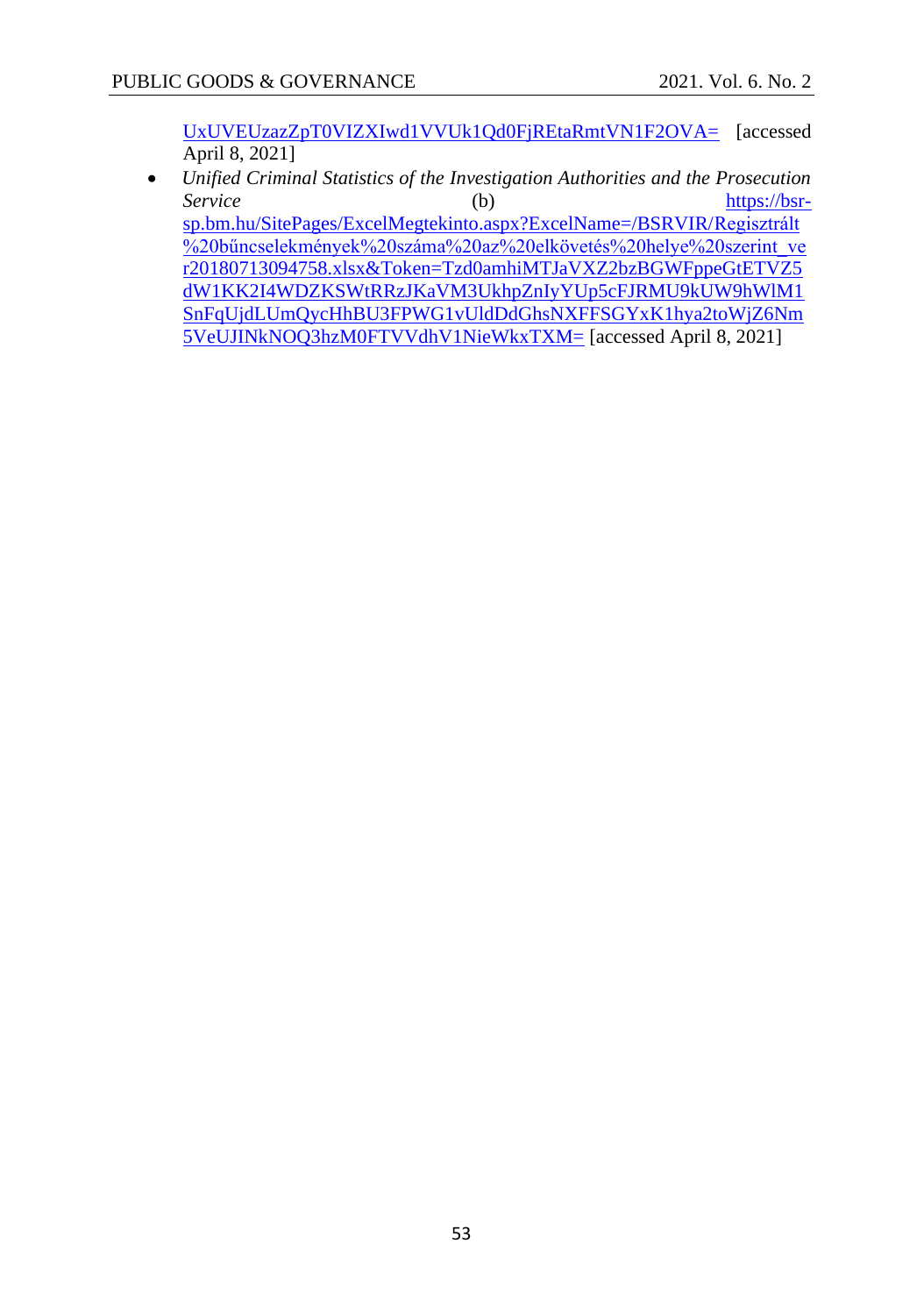UxUVEUzazZpT0VIZXIwd1VVUk1Qd0FjREtaRmtVN1F2OVA= [accessed April 8, 2021]

- *Unified Criminal Statistics of the Investigation Authorities and the Prosecution Service* (b) https://bsr-sp.bm.hu/SitePages/ExcelMegtekinto.aspx?ExcelName=/BSRVIR/Regisztrált%20bűncselekmények%20száma%20az%20elkövetés%20helye%20szerint_ver20180713094758.xlsx&Token=Tzd0amhiMTJaVXZ2bzBGWFppeGtETVZ5dW1KK2I4WDZKSWtRRzJKaVM3UkhpZnIyYUp5cFJRMU9kUW9hWlM1SnFqUjdLUmQycHhBU3FPWG1vUldDdGhsNXFFSGYxK1hya2toWjZ6Nm5VeUJINkNOQ3hzM0FTVVdhV1NieWkxTXM= [accessed April 8, 2021]